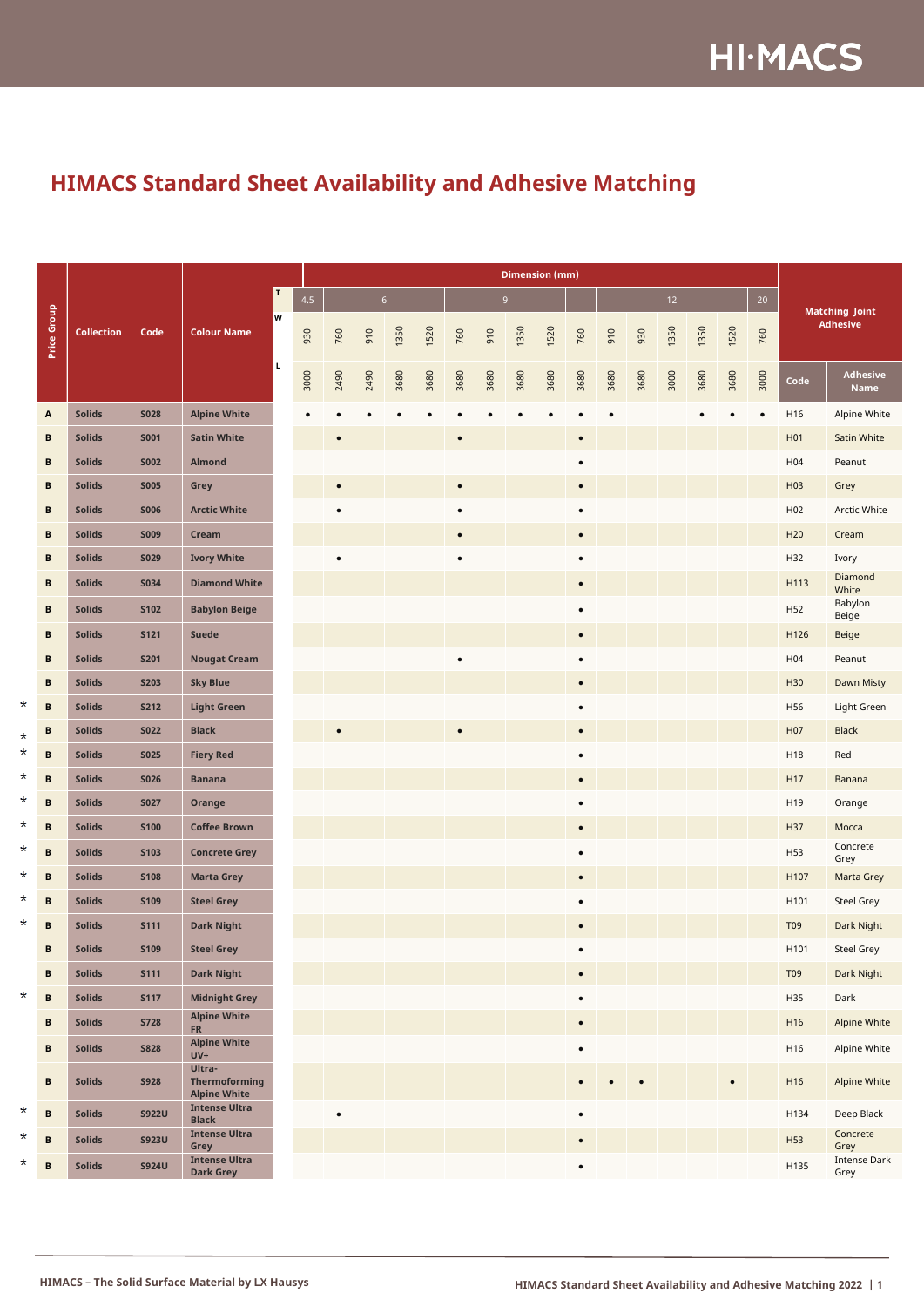# HIMACS Standard Sheet Availability and Adhesive Matching

| | Price Group | Collection | Code | Colour Name | T | 4.5 | 6 | | | | 9 | | | | 12 | | | | | | 20 | Matching Joint Adhesive | |
|---|---|---|---|---|---|---|---|---|---|---|---|---|---|---|---|---|---|---|---|---|---|---|---|
| | | | | | W | 930 | 760 | 910 | 1350 | 1520 | 760 | 910 | 1350 | 1520 | 760 | 910 | 930 | 1350 | 1350 | 1520 | 760 | | |
| | | | | | L | 3000 | 2490 | 2490 | 3680 | 3680 | 3680 | 3680 | 3680 | 3680 | 3680 | 3680 | 3680 | 3000 | 3680 | 3680 | 3000 | Code | Adhesive Name |
| | A | Solids | S028 | Alpine White | | • | • | • | • | • | • | • | • | • | • | • | | | • | • | • | H16 | Alpine White |
| | B | Solids | S001 | Satin White | | | • | | | | • | | | | • | | | | | | | H01 | Satin White |
| | B | Solids | S002 | Almond | | | | | | | | | | | • | | | | | | | H04 | Peanut |
| | B | Solids | S005 | Grey | | | • | | | | • | | | | • | | | | | | | H03 | Grey |
| | B | Solids | S006 | Arctic White | | | • | | | | • | | | | • | | | | | | | H02 | Arctic White |
| | B | Solids | S009 | Cream | | | | | | | • | | | | • | | | | | | | H20 | Cream |
| | B | Solids | S029 | Ivory White | | | • | | | | • | | | | • | | | | | | | H32 | Ivory |
| | B | Solids | S034 | Diamond White | | | | | | | | | | | • | | | | | | | H113 | Diamond White |
| | B | Solids | S102 | Babylon Beige | | | | | | | | | | | • | | | | | | | H52 | Babylon Beige |
| | B | Solids | S121 | Suede | | | | | | | | | | | • | | | | | | | H126 | Beige |
| | B | Solids | S201 | Nougat Cream | | | | | | | • | | | | • | | | | | | | H04 | Peanut |
| | B | Solids | S203 | Sky Blue | | | | | | | | | | | • | | | | | | | H30 | Dawn Misty |
| * | B | Solids | S212 | Light Green | | | | | | | | | | | • | | | | | | | H56 | Light Green |
| * | B | Solids | S022 | Black | | | • | | | | • | | | | • | | | | | | | H07 | Black |
| * | B | Solids | S025 | Fiery Red | | | | | | | | | | | • | | | | | | | H18 | Red |
| * | B | Solids | S026 | Banana | | | | | | | | | | | • | | | | | | | H17 | Banana |
| * | B | Solids | S027 | Orange | | | | | | | | | | | • | | | | | | | H19 | Orange |
| * | B | Solids | S100 | Coffee Brown | | | | | | | | | | | • | | | | | | | H37 | Mocca |
| * | B | Solids | S103 | Concrete Grey | | | | | | | | | | | • | | | | | | | H53 | Concrete Grey |
| * | B | Solids | S108 | Marta Grey | | | | | | | | | | | • | | | | | | | H107 | Marta Grey |
| * | B | Solids | S109 | Steel Grey | | | | | | | | | | | • | | | | | | | H101 | Steel Grey |
| * | B | Solids | S111 | Dark Night | | | | | | | | | | | • | | | | | | | T09 | Dark Night |
| | B | Solids | S109 | Steel Grey | | | | | | | | | | | • | | | | | | | H101 | Steel Grey |
| | B | Solids | S111 | Dark Night | | | | | | | | | | | • | | | | | | | T09 | Dark Night |
| * | B | Solids | S117 | Midnight Grey | | | | | | | | | | | • | | | | | | | H35 | Dark |
| | B | Solids | S728 | Alpine White FR | | | | | | | | | | | • | | | | | | | H16 | Alpine White |
| | B | Solids | S828 | Alpine White UV+ | | | | | | | | | | | • | | | | | | | H16 | Alpine White |
| | B | Solids | S928 | Ultra-Thermoforming Alpine White | | | | | | | | | | | • | • | • | | | • | | H16 | Alpine White |
| * | B | Solids | S922U | Intense Ultra Black | | | • | | | | | | | | • | | | | | | | H134 | Deep Black |
| * | B | Solids | S923U | Intense Ultra Grey | | | | | | | | | | | • | | | | | | | H53 | Concrete Grey |
| * | B | Solids | S924U | Intense Ultra Dark Grey | | | | | | | | | | | • | | | | | | | H135 | Intense Dark Grey |

Dimension (mm)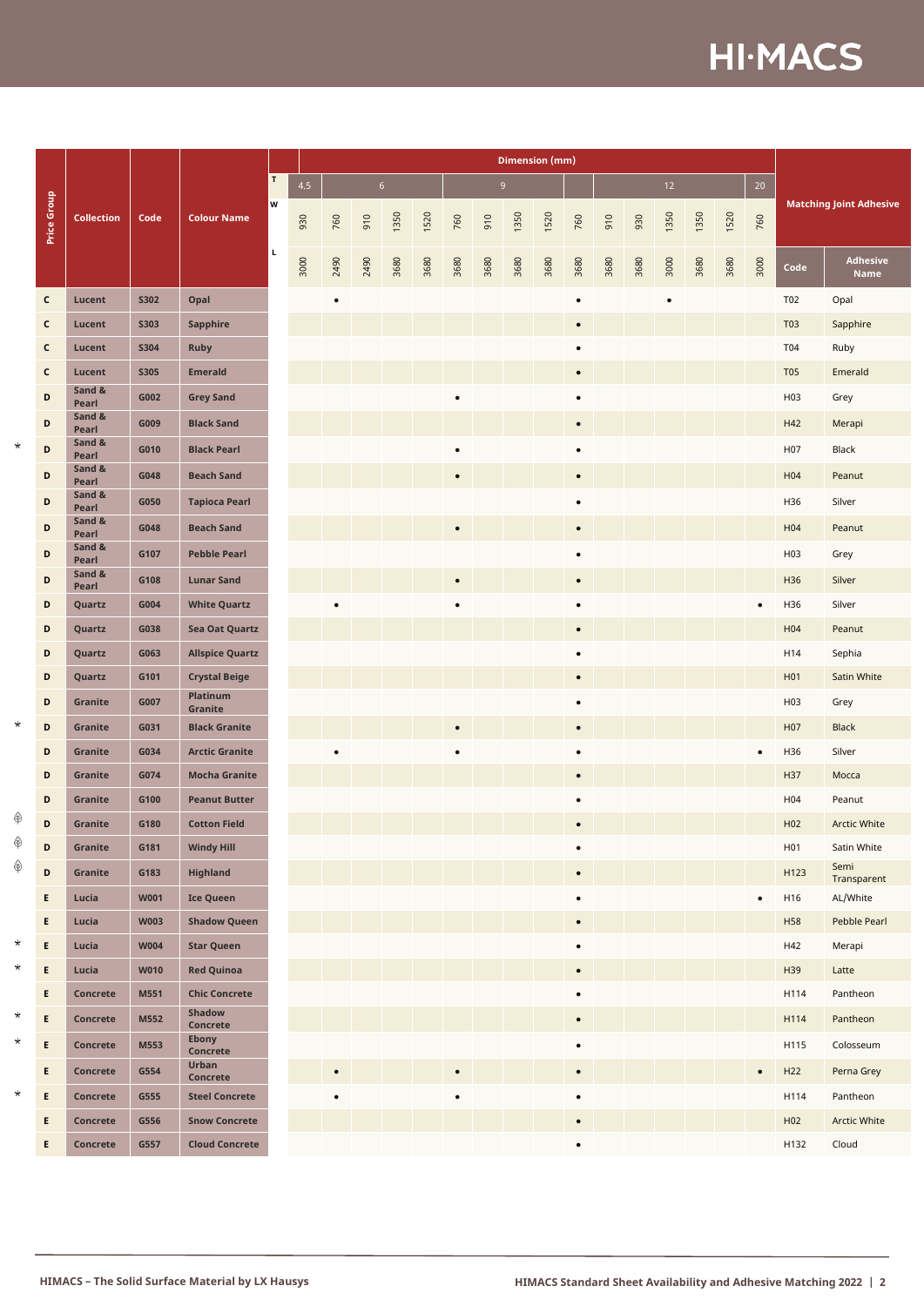| | Price Group | Collection | Code | Colour Name | | Dimension (mm) | | | | | | | | | | | | | | | | Matching Joint Adhesive | |
|---|---|---|---|---|---|---|---|---|---|---|---|---|---|---|---|---|---|---|---|---|---|---|---|
| | | | | | T | 4.5 | 6 | | | | 9 | | | | | 12 | | | | | 20 | | |
| | | | | | W | 930 | 760 | 910 | 1350 | 1520 | 760 | 910 | 1350 | 1520 | 760 | 910 | 930 | 1350 | 1350 | 1520 | 760 | | |
| | | | | | L | 3000 | 2490 | 2490 | 3680 | 3680 | 3680 | 3680 | 3680 | 3680 | 3680 | 3680 | 3680 | 3000 | 3680 | 3680 | 3000 | Code | Adhesive Name |
| | C | Lucent | S302 | Opal | | | • | | | | | | | | • | | | • | | | | T02 | Opal |
| | C | Lucent | S303 | Sapphire | | | | | | | | | | | • | | | | | | | T03 | Sapphire |
| | C | Lucent | S304 | Ruby | | | | | | | | | | | • | | | | | | | T04 | Ruby |
| | C | Lucent | S305 | Emerald | | | | | | | | | | | • | | | | | | | T05 | Emerald |
| | D | Sand & Pearl | G002 | Grey Sand | | | | | | | • | | | | • | | | | | | | H03 | Grey |
| | D | Sand & Pearl | G009 | Black Sand | | | | | | | | | | | • | | | | | | | H42 | Merapi |
| * | D | Sand & Pearl | G010 | Black Pearl | | | | | | | • | | | | • | | | | | | | H07 | Black |
| | D | Sand & Pearl | G048 | Beach Sand | | | | | | | • | | | | • | | | | | | | H04 | Peanut |
| | D | Sand & Pearl | G050 | Tapioca Pearl | | | | | | | | | | | • | | | | | | | H36 | Silver |
| | D | Sand & Pearl | G048 | Beach Sand | | | | | | | • | | | | • | | | | | | | H04 | Peanut |
| | D | Sand & Pearl | G107 | Pebble Pearl | | | | | | | | | | | • | | | | | | | H03 | Grey |
| | D | Sand & Pearl | G108 | Lunar Sand | | | | | | | • | | | | • | | | | | | | H36 | Silver |
| | D | Quartz | G004 | White Quartz | | | • | | | | • | | | | • | | | | | | • | H36 | Silver |
| | D | Quartz | G038 | Sea Oat Quartz | | | | | | | | | | | • | | | | | | | H04 | Peanut |
| | D | Quartz | G063 | Allspice Quartz | | | | | | | | | | | • | | | | | | | H14 | Sephia |
| | D | Quartz | G101 | Crystal Beige | | | | | | | | | | | • | | | | | | | H01 | Satin White |
| | D | Granite | G007 | Platinum Granite | | | | | | | | | | | • | | | | | | | H03 | Grey |
| * | D | Granite | G031 | Black Granite | | | | | | | • | | | | • | | | | | | | H07 | Black |
| | D | Granite | G034 | Arctic Granite | | | • | | | | • | | | | • | | | | | | • | H36 | Silver |
| | D | Granite | G074 | Mocha Granite | | | | | | | | | | | • | | | | | | | H37 | Mocca |
| | D | Granite | G100 | Peanut Butter | | | | | | | | | | | • | | | | | | | H04 | Peanut |
| 🌿 | D | Granite | G180 | Cotton Field | | | | | | | | | | | • | | | | | | | H02 | Arctic White |
| 🌿 | D | Granite | G181 | Windy Hill | | | | | | | | | | | • | | | | | | | H01 | Satin White |
| 🌿 | D | Granite | G183 | Highland | | | | | | | | | | | • | | | | | | | H123 | Semi Transparent |
| | E | Lucia | W001 | Ice Queen | | | | | | | | | | | • | | | | | | • | H16 | AL/White |
| | E | Lucia | W003 | Shadow Queen | | | | | | | | | | | • | | | | | | | H58 | Pebble Pearl |
| * | E | Lucia | W004 | Star Queen | | | | | | | | | | | • | | | | | | | H42 | Merapi |
| * | E | Lucia | W010 | Red Quinoa | | | | | | | | | | | • | | | | | | | H39 | Latte |
| | E | Concrete | M551 | Chic Concrete | | | | | | | | | | | • | | | | | | | H114 | Pantheon |
| * | E | Concrete | M552 | Shadow Concrete | | | | | | | | | | | • | | | | | | | H114 | Pantheon |
| * | E | Concrete | M553 | Ebony Concrete | | | | | | | | | | | • | | | | | | | H115 | Colosseum |
| | E | Concrete | G554 | Urban Concrete | | | • | | | | • | | | | • | | | | | | • | H22 | Perna Grey |
| * | E | Concrete | G555 | Steel Concrete | | | • | | | | • | | | | • | | | | | | | H114 | Pantheon |
| | E | Concrete | G556 | Snow Concrete | | | | | | | | | | | • | | | | | | | H02 | Arctic White |
| | E | Concrete | G557 | Cloud Concrete | | | | | | | | | | | • | | | | | | | H132 | Cloud |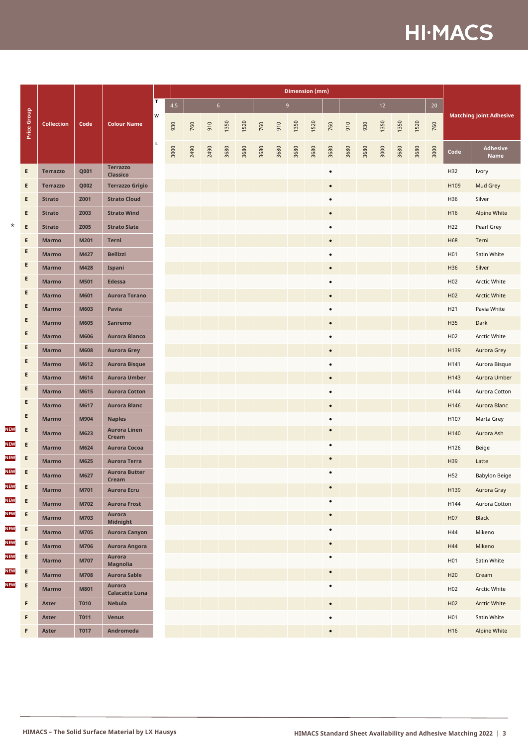| | Price Group | Collection | Code | Colour Name | | Dimension (mm) | | | | | | | | | | | | | | | | Matching Joint Adhesive | |
|---|---|---|---|---|---|---|---|---|---|---|---|---|---|---|---|---|---|---|---|---|---|---|---|
| | | | | | T | 4.5 | 6 | | | | 9 | | | | | 12 | | | | | 20 | | |
| | | | | | W | 930 | 760 | 910 | 1350 | 1520 | 760 | 910 | 1350 | 1520 | 760 | 910 | 930 | 1350 | 1350 | 1520 | 760 | | |
| | | | | | L | 3000 | 2490 | 2490 | 3680 | 3680 | 3680 | 3680 | 3680 | 3680 | 3680 | 3680 | 3680 | 3000 | 3680 | 3680 | 3000 | Code | Adhesive Name |
| | E | Terrazzo | Q001 | Terrazzo Classico | | | | | | | | | | | • | | | | | | | H32 | Ivory |
| | E | Terrazzo | Q002 | Terrazzo Grigio | | | | | | | | | | | • | | | | | | | H109 | Mud Grey |
| | E | Strata | Z001 | Strato Cloud | | | | | | | | | | | • | | | | | | | H36 | Silver |
| | E | Strata | Z003 | Strato Wind | | | | | | | | | | | • | | | | | | | H16 | Alpine White |
| * | E | Strata | Z005 | Strato Slate | | | | | | | | | | | • | | | | | | | H22 | Pearl Grey |
| | E | Marmo | M201 | Terni | | | | | | | | | | | • | | | | | | | H68 | Terni |
| | E | Marmo | M427 | Bellizzi | | | | | | | | | | | • | | | | | | | H01 | Satin White |
| | E | Marmo | M428 | Ispani | | | | | | | | | | | • | | | | | | | H36 | Silver |
| | E | Marmo | M501 | Edessa | | | | | | | | | | | • | | | | | | | H02 | Arctic White |
| | E | Marmo | M601 | Aurora Torano | | | | | | | | | | | • | | | | | | | H02 | Arctic White |
| | E | Marmo | M603 | Pavia | | | | | | | | | | | • | | | | | | | H21 | Pavia White |
| | E | Marmo | M605 | Sanremo | | | | | | | | | | | • | | | | | | | H35 | Dark |
| | E | Marmo | M606 | Aurora Bianco | | | | | | | | | | | • | | | | | | | H02 | Arctic White |
| | E | Marmo | M608 | Aurora Grey | | | | | | | | | | | • | | | | | | | H139 | Aurora Grey |
| | E | Marmo | M612 | Aurora Bisque | | | | | | | | | | | • | | | | | | | H141 | Aurora Bisque |
| | E | Marmo | M614 | Aurora Umber | | | | | | | | | | | • | | | | | | | H143 | Aurora Umber |
| | E | Marmo | M615 | Aurora Cotton | | | | | | | | | | | • | | | | | | | H144 | Aurora Cotton |
| | E | Marmo | M617 | Aurora Blanc | | | | | | | | | | | • | | | | | | | H146 | Aurora Blanc |
| | E | Marmo | M904 | Naples | | | | | | | | | | | • | | | | | | | H107 | Marta Grey |
| NEW | E | Marmo | M623 | Aurora Linen Cream | | | | | | | | | | | • | | | | | | | H140 | Aurora Ash |
| NEW | E | Marmo | M624 | Aurora Cocoa | | | | | | | | | | | • | | | | | | | H126 | Beige |
| NEW | E | Marmo | M625 | Aurora Terra | | | | | | | | | | | • | | | | | | | H39 | Latte |
| NEW | E | Marmo | M627 | Aurora Butter Cream | | | | | | | | | | | • | | | | | | | H52 | Babylon Beige |
| NEW | E | Marmo | M701 | Aurora Ecru | | | | | | | | | | | • | | | | | | | H139 | Aurora Gray |
| NEW | E | Marmo | M702 | Aurora Frost | | | | | | | | | | | • | | | | | | | H144 | Aurora Cotton |
| NEW | E | Marmo | M703 | Aurora Midnight | | | | | | | | | | | • | | | | | | | H07 | Black |
| NEW | E | Marmo | M705 | Aurora Canyon | | | | | | | | | | | • | | | | | | | H44 | Mikeno |
| NEW | E | Marmo | M706 | Aurora Angora | | | | | | | | | | | • | | | | | | | H44 | Mikeno |
| NEW | E | Marmo | M707 | Aurora Magnolia | | | | | | | | | | | • | | | | | | | H01 | Satin White |
| NEW | E | Marmo | M708 | Aurora Sable | | | | | | | | | | | • | | | | | | | H20 | Cream |
| NEW | E | Marmo | M801 | Aurora Calacatta Luna | | | | | | | | | | | • | | | | | | | H02 | Arctic White |
| | F | Aster | T010 | Nebula | | | | | | | | | | | • | | | | | | | H02 | Arctic White |
| | F | Aster | T011 | Venus | | | | | | | | | | | • | | | | | | | H01 | Satin White |
| | F | Aster | T017 | Andromeda | | | | | | | | | | | • | | | | | | | H16 | Alpine White |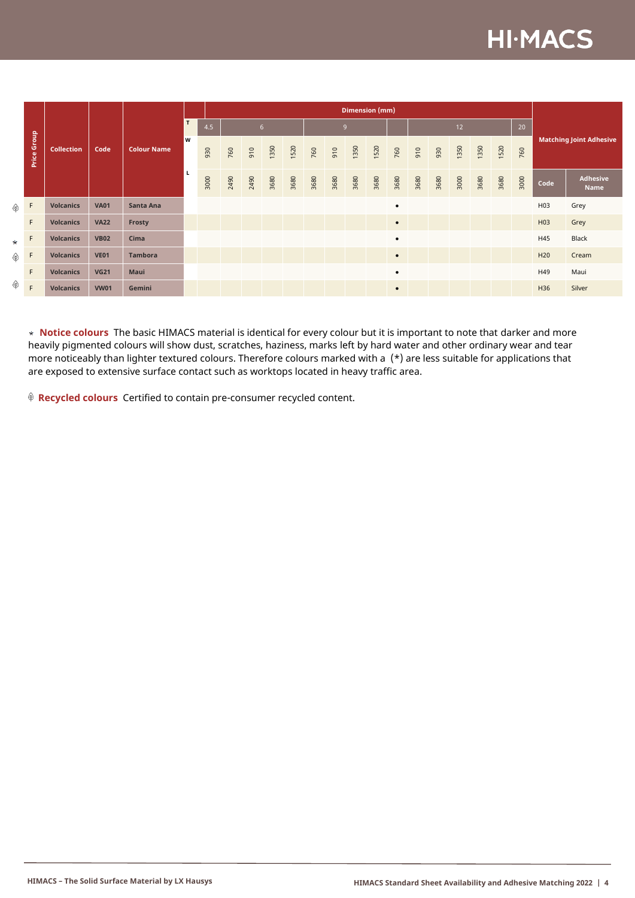| | Price Group | Collection | Code | Colour Name | | Dimension (mm) | | | | | | | | | | | | | | | | Matching Joint Adhesive | |
|---|---|---|---|---|---|---|---|---|---|---|---|---|---|---|---|---|---|---|---|---|---|---|---|
| | | | | | T | 4.5 | 6 | | | | 9 | | | | | 12 | | | | | 20 | | |
| | | | | | W | 930 | 760 | 910 | 1350 | 1520 | 760 | 910 | 1350 | 1520 | 760 | 910 | 930 | 1350 | 1350 | 1520 | 760 | | |
| | | | | | L | 3000 | 2490 | 2490 | 3680 | 3680 | 3680 | 3680 | 3680 | 3680 | 3680 | 3680 | 3680 | 3000 | 3680 | 3680 | 3000 | Code | Adhesive Name |
| ♲ | F | Volcanics | VA01 | Santa Ana | | | | | | | | | | | • | | | | | | | H03 | Grey |
| | F | Volcanics | VA22 | Frosty | | | | | | | | | | | • | | | | | | | H03 | Grey |
| * | F | Volcanics | VB02 | Cima | | | | | | | | | | | • | | | | | | | H45 | Black |
| ♲ | F | Volcanics | VE01 | Tambora | | | | | | | | | | | • | | | | | | | H20 | Cream |
| | F | Volcanics | VG21 | Maui | | | | | | | | | | | • | | | | | | | H49 | Maui |
| ♲ | F | Volcanics | VW01 | Gemini | | | | | | | | | | | • | | | | | | | H36 | Silver |

* **Notice colours** The basic HIMACS material is identical for every colour but it is important to note that darker and more heavily pigmented colours will show dust, scratches, haziness, marks left by hard water and other ordinary wear and tear more noticeably than lighter textured colours. Therefore colours marked with a (*) are less suitable for applications that are exposed to extensive surface contact such as worktops located in heavy traffic area.

♲ **Recycled colours** Certified to contain pre-consumer recycled content.